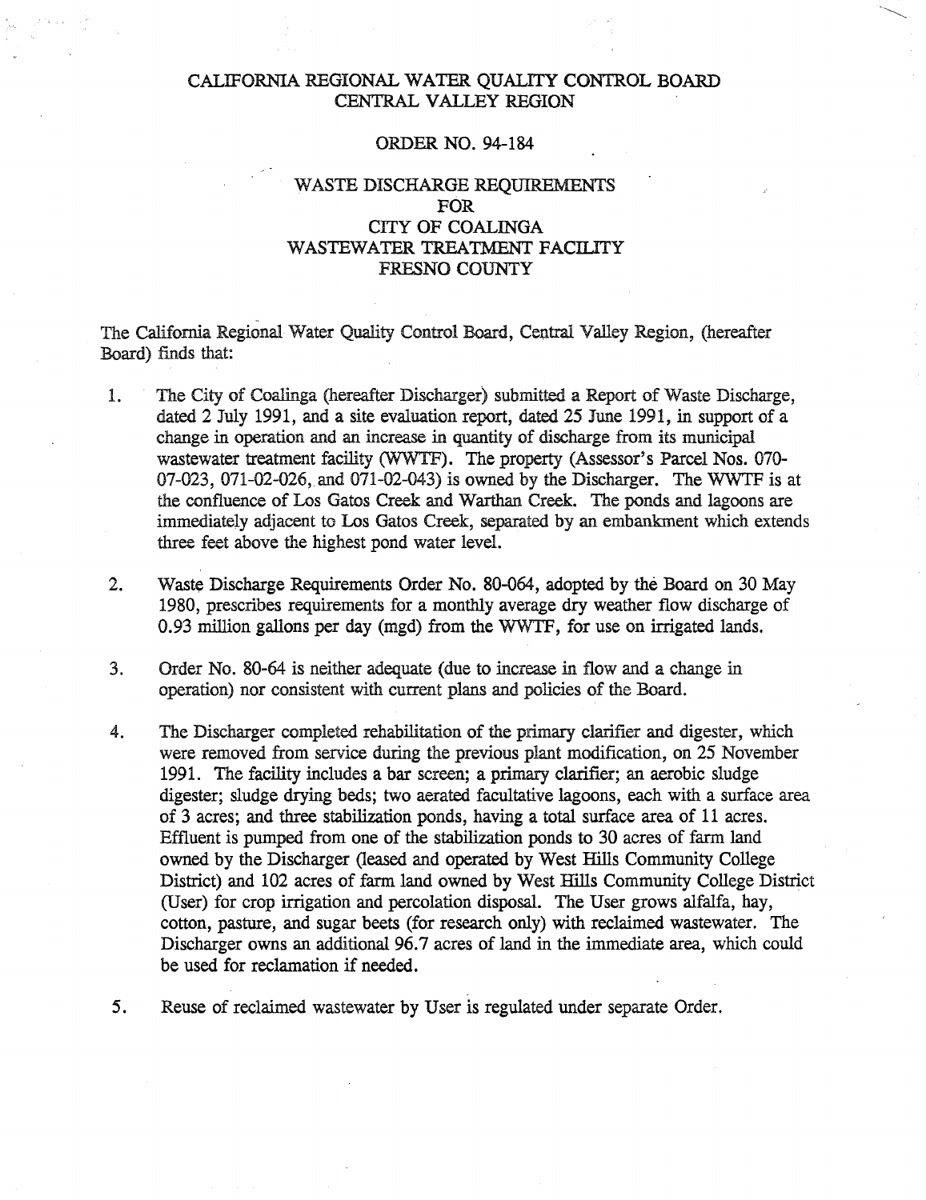# CALIFORNIA REGIONAL WATER QUALITY CONTROL BOARD
# CENTRAL VALLEY REGION

## ORDER NO. 94-184

## WASTE DISCHARGE REQUIREMENTS
## FOR
## CITY OF COALINGA
## WASTEWATER TREATMENT FACILITY
## FRESNO COUNTY

The California Regional Water Quality Control Board, Central Valley Region, (hereafter Board) finds that:

1. The City of Coalinga (hereafter Discharger) submitted a Report of Waste Discharge, dated 2 July 1991, and a site evaluation report, dated 25 June 1991, in support of a change in operation and an increase in quantity of discharge from its municipal wastewater treatment facility (WWTF). The property (Assessor's Parcel Nos. 070-07-023, 071-02-026, and 071-02-043) is owned by the Discharger. The WWTF is at the confluence of Los Gatos Creek and Warthan Creek. The ponds and lagoons are immediately adjacent to Los Gatos Creek, separated by an embankment which extends three feet above the highest pond water level.

2. Waste Discharge Requirements Order No. 80-064, adopted by the Board on 30 May 1980, prescribes requirements for a monthly average dry weather flow discharge of 0.93 million gallons per day (mgd) from the WWTF, for use on irrigated lands.

3. Order No. 80-64 is neither adequate (due to increase in flow and a change in operation) nor consistent with current plans and policies of the Board.

4. The Discharger completed rehabilitation of the primary clarifier and digester, which were removed from service during the previous plant modification, on 25 November 1991. The facility includes a bar screen; a primary clarifier; an aerobic sludge digester; sludge drying beds; two aerated facultative lagoons, each with a surface area of 3 acres; and three stabilization ponds, having a total surface area of 11 acres. Effluent is pumped from one of the stabilization ponds to 30 acres of farm land owned by the Discharger (leased and operated by West Hills Community College District) and 102 acres of farm land owned by West Hills Community College District (User) for crop irrigation and percolation disposal. The User grows alfalfa, hay, cotton, pasture, and sugar beets (for research only) with reclaimed wastewater. The Discharger owns an additional 96.7 acres of land in the immediate area, which could be used for reclamation if needed.

5. Reuse of reclaimed wastewater by User is regulated under separate Order.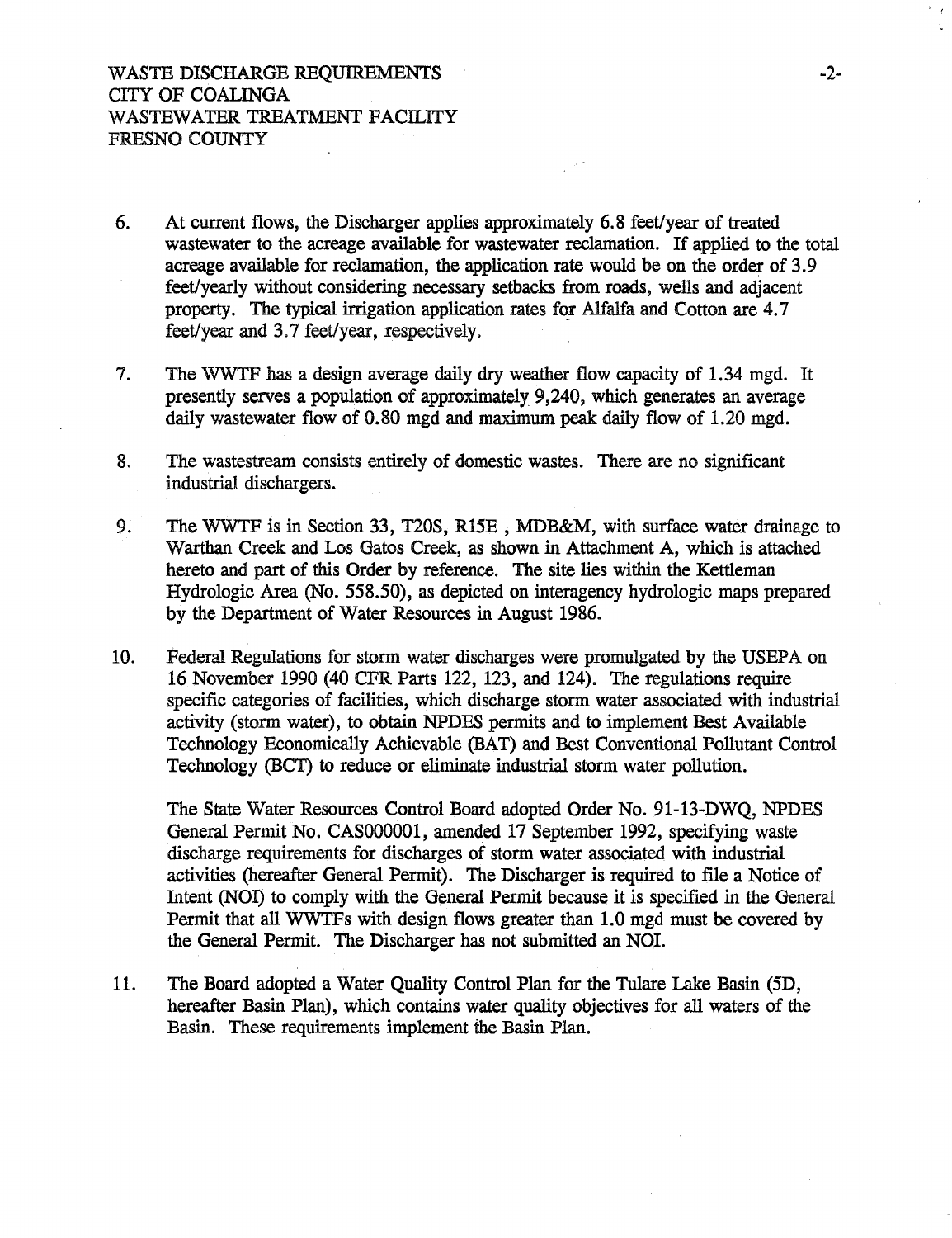6. At current flows, the Discharger applies approximately 6.8 feet/year of treated wastewater to the acreage available for wastewater reclamation. If applied to the total acreage available for reclamation, the application rate would be on the order of 3.9 feet/yearly without considering necessary setbacks from roads, wells and adjacent property. The typical irrigation application rates for Alfalfa and Cotton are 4.7 feet/year and 3.7 feet/year, respectively.

7. The WWTF has a design average daily dry weather flow capacity of 1.34 mgd. It presently serves a population of approximately 9,240, which generates an average daily wastewater flow of 0.80 mgd and maximum peak daily flow of 1.20 mgd.

8. The wastestream consists entirely of domestic wastes. There are no significant industrial dischargers.

9. The WWTF is in Section 33, T20S, R15E , MDB&M, with surface water drainage to Warthan Creek and Los Gatos Creek, as shown in Attachment A, which is attached hereto and part of this Order by reference. The site lies within the Kettleman Hydrologic Area (No. 558.50), as depicted on interagency hydrologic maps prepared by the Department of Water Resources in August 1986.

10. Federal Regulations for storm water discharges were promulgated by the USEPA on 16 November 1990 (40 CFR Parts 122, 123, and 124). The regulations require specific categories of facilities, which discharge storm water associated with industrial activity (storm water), to obtain NPDES permits and to implement Best Available Technology Economically Achievable (BAT) and Best Conventional Pollutant Control Technology (BCT) to reduce or eliminate industrial storm water pollution.

    The State Water Resources Control Board adopted Order No. 91-13-DWQ, NPDES General Permit No. CAS000001, amended 17 September 1992, specifying waste discharge requirements for discharges of storm water associated with industrial activities (hereafter General Permit). The Discharger is required to file a Notice of Intent (NOI) to comply with the General Permit because it is specified in the General Permit that all WWTFs with design flows greater than 1.0 mgd must be covered by the General Permit. The Discharger has not submitted an NOI.

11. The Board adopted a Water Quality Control Plan for the Tulare Lake Basin (5D, hereafter Basin Plan), which contains water quality objectives for all waters of the Basin. These requirements implement the Basin Plan.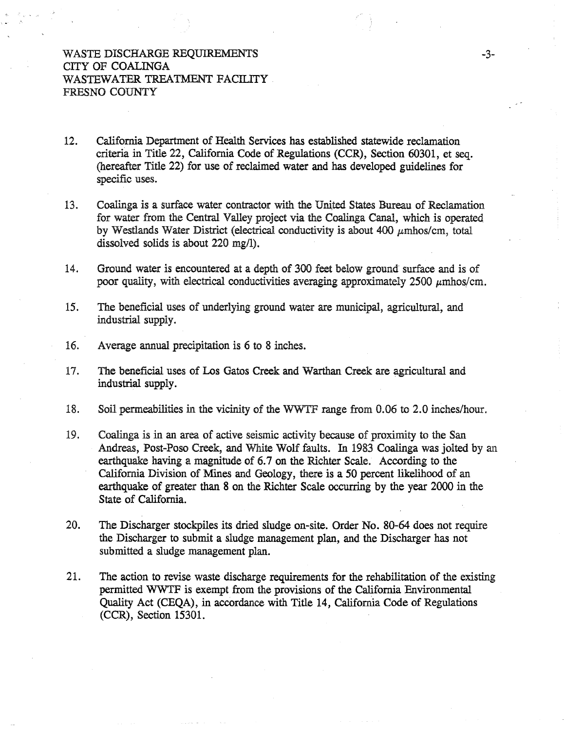12. California Department of Health Services has established statewide reclamation criteria in Title 22, California Code of Regulations (CCR), Section 60301, et seq. (hereafter Title 22) for use of reclaimed water and has developed guidelines for specific uses.

13. Coalinga is a surface water contractor with the United States Bureau of Reclamation for water from the Central Valley project via the Coalinga Canal, which is operated by Westlands Water District (electrical conductivity is about 400 $\mu$mhos/cm, total dissolved solids is about 220 mg/l).

14. Ground water is encountered at a depth of 300 feet below ground surface and is of poor quality, with electrical conductivities averaging approximately 2500 $\mu$mhos/cm.

15. The beneficial uses of underlying ground water are municipal, agricultural, and industrial supply.

16. Average annual precipitation is 6 to 8 inches.

17. The beneficial uses of Los Gatos Creek and Warthan Creek are agricultural and industrial supply.

18. Soil permeabilities in the vicinity of the WWTF range from 0.06 to 2.0 inches/hour.

19. Coalinga is in an area of active seismic activity because of proximity to the San Andreas, Post-Poso Creek, and White Wolf faults. In 1983 Coalinga was jolted by an earthquake having a magnitude of 6.7 on the Richter Scale. According to the California Division of Mines and Geology, there is a 50 percent likelihood of an earthquake of greater than 8 on the Richter Scale occurring by the year 2000 in the State of California.

20. The Discharger stockpiles its dried sludge on-site. Order No. 80-64 does not require the Discharger to submit a sludge management plan, and the Discharger has not submitted a sludge management plan.

21. The action to revise waste discharge requirements for the rehabilitation of the existing permitted WWTF is exempt from the provisions of the California Environmental Quality Act (CEQA), in accordance with Title 14, California Code of Regulations (CCR), Section 15301.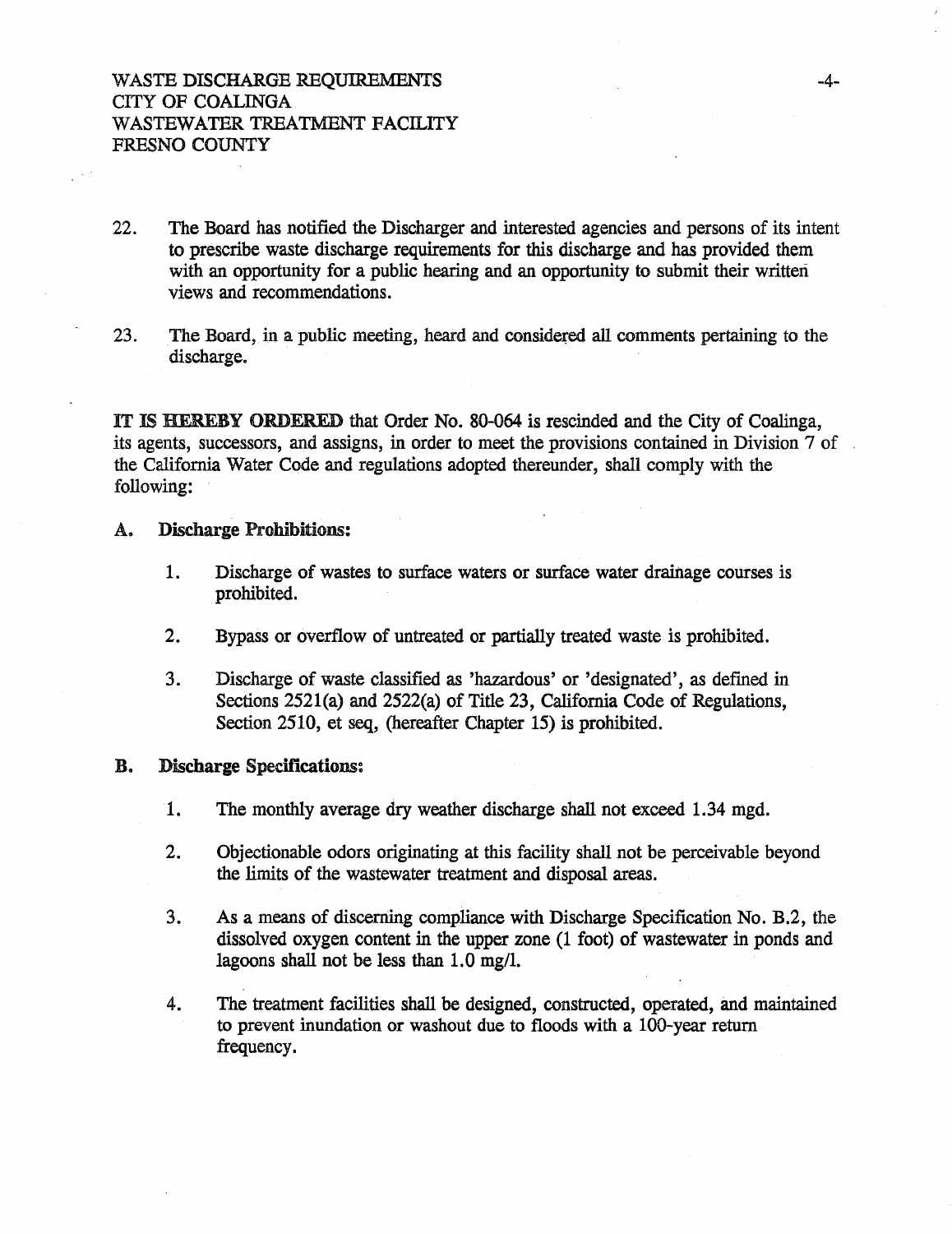22. The Board has notified the Discharger and interested agencies and persons of its intent to prescribe waste discharge requirements for this discharge and has provided them with an opportunity for a public hearing and an opportunity to submit their written views and recommendations.

23. The Board, in a public meeting, heard and considered all comments pertaining to the discharge.

**IT IS HEREBY ORDERED** that Order No. 80-064 is rescinded and the City of Coalinga, its agents, successors, and assigns, in order to meet the provisions contained in Division 7 of the California Water Code and regulations adopted thereunder, shall comply with the following:

**A. Discharge Prohibitions:**

1. Discharge of wastes to surface waters or surface water drainage courses is prohibited.

2. Bypass or overflow of untreated or partially treated waste is prohibited.

3. Discharge of waste classified as 'hazardous' or 'designated', as defined in Sections 2521(a) and 2522(a) of Title 23, California Code of Regulations, Section 2510, et seq, (hereafter Chapter 15) is prohibited.

**B. Discharge Specifications:**

1. The monthly average dry weather discharge shall not exceed 1.34 mgd.

2. Objectionable odors originating at this facility shall not be perceivable beyond the limits of the wastewater treatment and disposal areas.

3. As a means of discerning compliance with Discharge Specification No. B.2, the dissolved oxygen content in the upper zone (1 foot) of wastewater in ponds and lagoons shall not be less than 1.0 mg/l.

4. The treatment facilities shall be designed, constructed, operated, and maintained to prevent inundation or washout due to floods with a 100-year return frequency.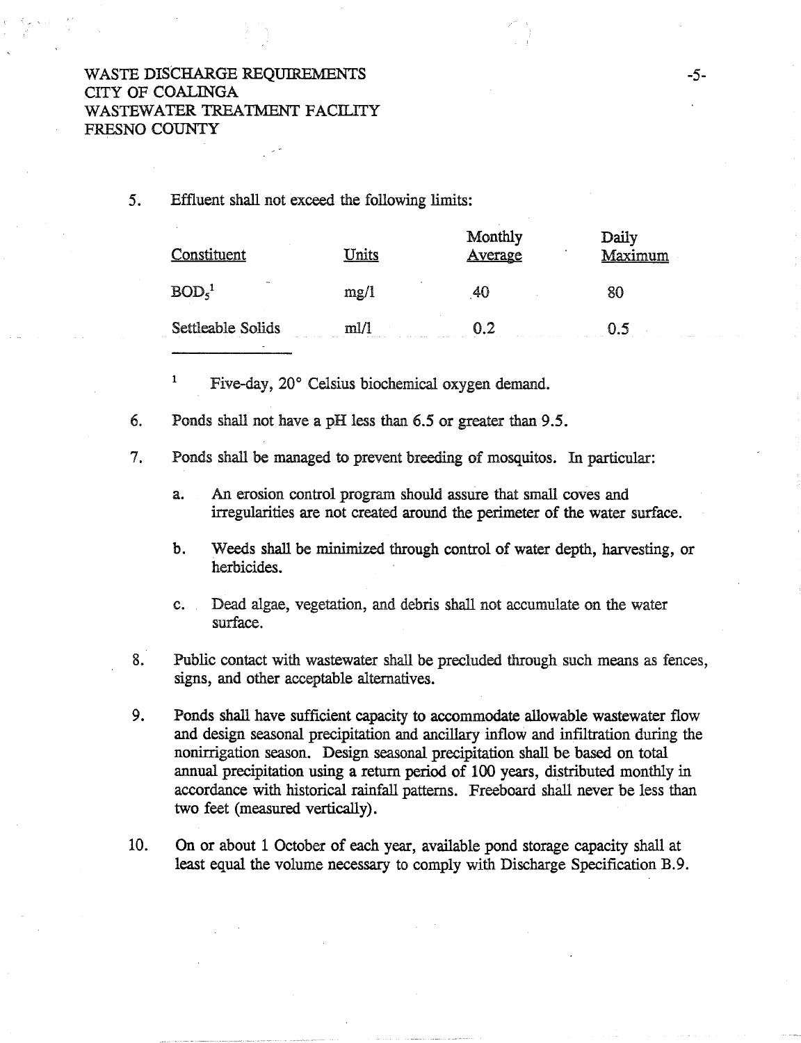5. Effluent shall not exceed the following limits:

| Constituent | Units | Monthly Average | Daily Maximum |
|---|---|---|---|
| $BOD_5$[1] | mg/l | 40 | 80 |
| Settleable Solids | ml/l | 0.2 | 0.5 |

[1] Five-day, 20° Celsius biochemical oxygen demand.

6. Ponds shall not have a pH less than 6.5 or greater than 9.5.

7. Ponds shall be managed to prevent breeding of mosquitos. In particular:

   a. An erosion control program should assure that small coves and irregularities are not created around the perimeter of the water surface.

   b. Weeds shall be minimized through control of water depth, harvesting, or herbicides.

   c. Dead algae, vegetation, and debris shall not accumulate on the water surface.

8. Public contact with wastewater shall be precluded through such means as fences, signs, and other acceptable alternatives.

9. Ponds shall have sufficient capacity to accommodate allowable wastewater flow and design seasonal precipitation and ancillary inflow and infiltration during the nonirrigation season. Design seasonal precipitation shall be based on total annual precipitation using a return period of 100 years, distributed monthly in accordance with historical rainfall patterns. Freeboard shall never be less than two feet (measured vertically).

10. On or about 1 October of each year, available pond storage capacity shall at least equal the volume necessary to comply with Discharge Specification B.9.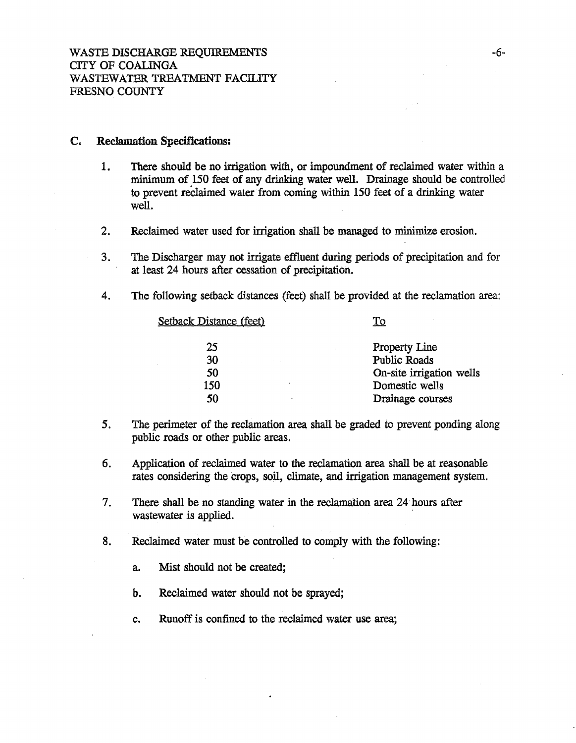### C. Reclamation Specifications:

1. There should be no irrigation with, or impoundment of reclaimed water within a minimum of 150 feet of any drinking water well. Drainage should be controlled to prevent reclaimed water from coming within 150 feet of a drinking water well.

2. Reclaimed water used for irrigation shall be managed to minimize erosion.

3. The Discharger may not irrigate effluent during periods of precipitation and for at least 24 hours after cessation of precipitation.

4. The following setback distances (feet) shall be provided at the reclamation area:

| Setback Distance (feet) | To |
|---|---|
| 25 | Property Line |
| 30 | Public Roads |
| 50 | On-site irrigation wells |
| 150 | Domestic wells |
| 50 | Drainage courses |

5. The perimeter of the reclamation area shall be graded to prevent ponding along public roads or other public areas.

6. Application of reclaimed water to the reclamation area shall be at reasonable rates considering the crops, soil, climate, and irrigation management system.

7. There shall be no standing water in the reclamation area 24 hours after wastewater is applied.

8. Reclaimed water must be controlled to comply with the following:

   a. Mist should not be created;

   b. Reclaimed water should not be sprayed;

   c. Runoff is confined to the reclaimed water use area;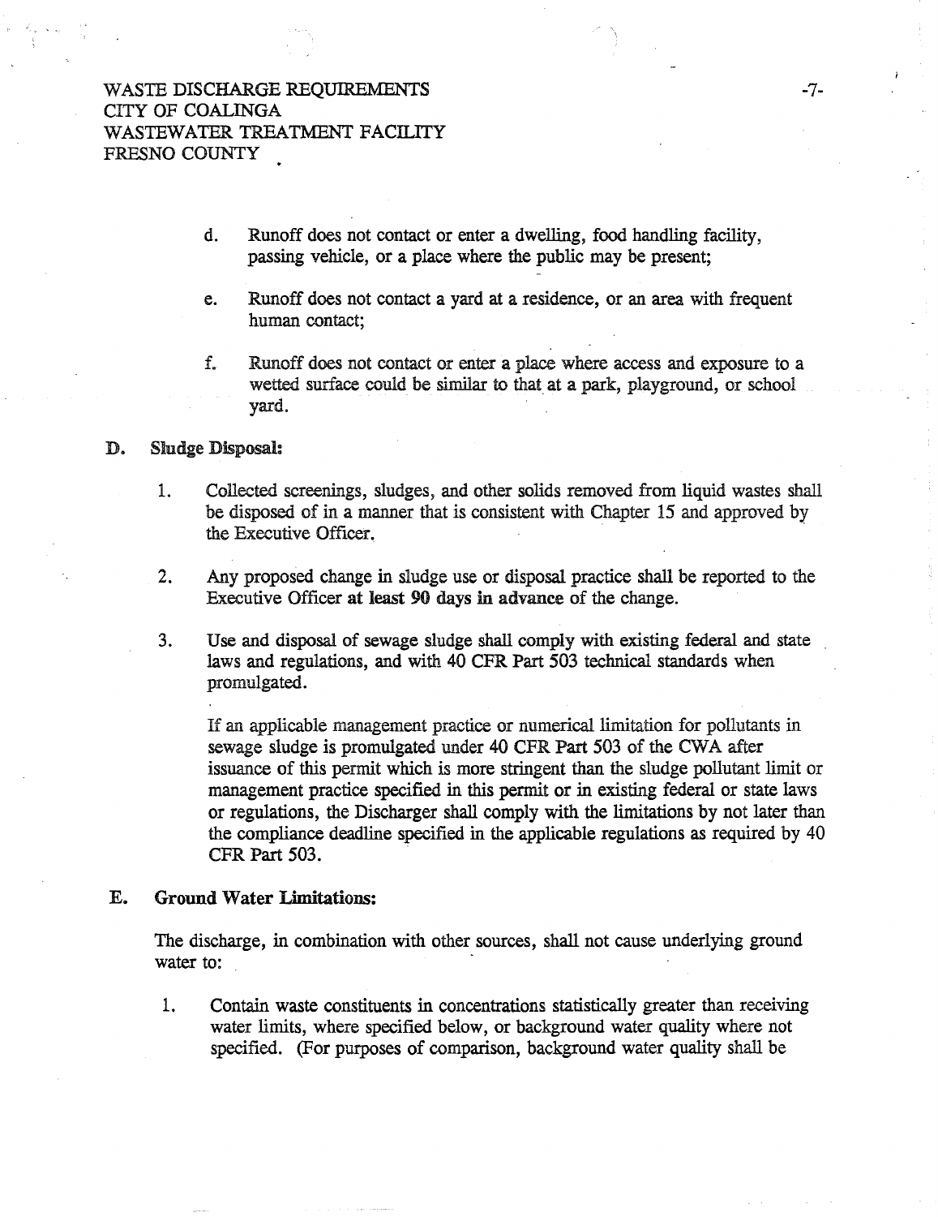d. Runoff does not contact or enter a dwelling, food handling facility, passing vehicle, or a place where the public may be present;

e. Runoff does not contact a yard at a residence, or an area with frequent human contact;

f. Runoff does not contact or enter a place where access and exposure to a wetted surface could be similar to that at a park, playground, or school yard.

**D. Sludge Disposal:**

1. Collected screenings, sludges, and other solids removed from liquid wastes shall be disposed of in a manner that is consistent with Chapter 15 and approved by the Executive Officer.

2. Any proposed change in sludge use or disposal practice shall be reported to the Executive Officer **at least 90 days in advance** of the change.

3. Use and disposal of sewage sludge shall comply with existing federal and state laws and regulations, and with 40 CFR Part 503 technical standards when promulgated.

   If an applicable management practice or numerical limitation for pollutants in sewage sludge is promulgated under 40 CFR Part 503 of the CWA after issuance of this permit which is more stringent than the sludge pollutant limit or management practice specified in this permit or in existing federal or state laws or regulations, the Discharger shall comply with the limitations by not later than the compliance deadline specified in the applicable regulations as required by 40 CFR Part 503.

**E. Ground Water Limitations:**

The discharge, in combination with other sources, shall not cause underlying ground water to:

1. Contain waste constituents in concentrations statistically greater than receiving water limits, where specified below, or background water quality where not specified. (For purposes of comparison, background water quality shall be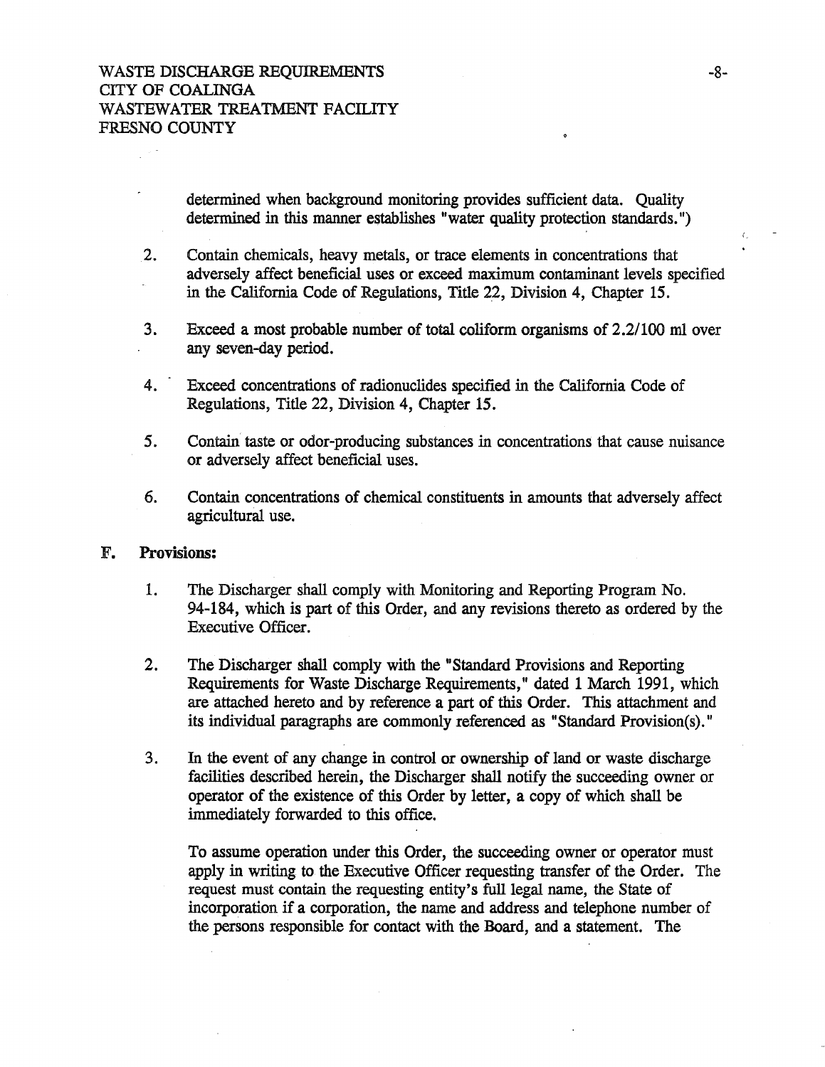determined when background monitoring provides sufficient data. Quality determined in this manner establishes "water quality protection standards.")

2. Contain chemicals, heavy metals, or trace elements in concentrations that adversely affect beneficial uses or exceed maximum contaminant levels specified in the California Code of Regulations, Title 22, Division 4, Chapter 15.

3. Exceed a most probable number of total coliform organisms of 2.2/100 ml over any seven-day period.

4. Exceed concentrations of radionuclides specified in the California Code of Regulations, Title 22, Division 4, Chapter 15.

5. Contain taste or odor-producing substances in concentrations that cause nuisance or adversely affect beneficial uses.

6. Contain concentrations of chemical constituents in amounts that adversely affect agricultural use.

**F. Provisions:**

1. The Discharger shall comply with Monitoring and Reporting Program No. 94-184, which is part of this Order, and any revisions thereto as ordered by the Executive Officer.

2. The Discharger shall comply with the "Standard Provisions and Reporting Requirements for Waste Discharge Requirements," dated 1 March 1991, which are attached hereto and by reference a part of this Order. This attachment and its individual paragraphs are commonly referenced as "Standard Provision(s)."

3. In the event of any change in control or ownership of land or waste discharge facilities described herein, the Discharger shall notify the succeeding owner or operator of the existence of this Order by letter, a copy of which shall be immediately forwarded to this office.

   To assume operation under this Order, the succeeding owner or operator must apply in writing to the Executive Officer requesting transfer of the Order. The request must contain the requesting entity's full legal name, the State of incorporation if a corporation, the name and address and telephone number of the persons responsible for contact with the Board, and a statement. The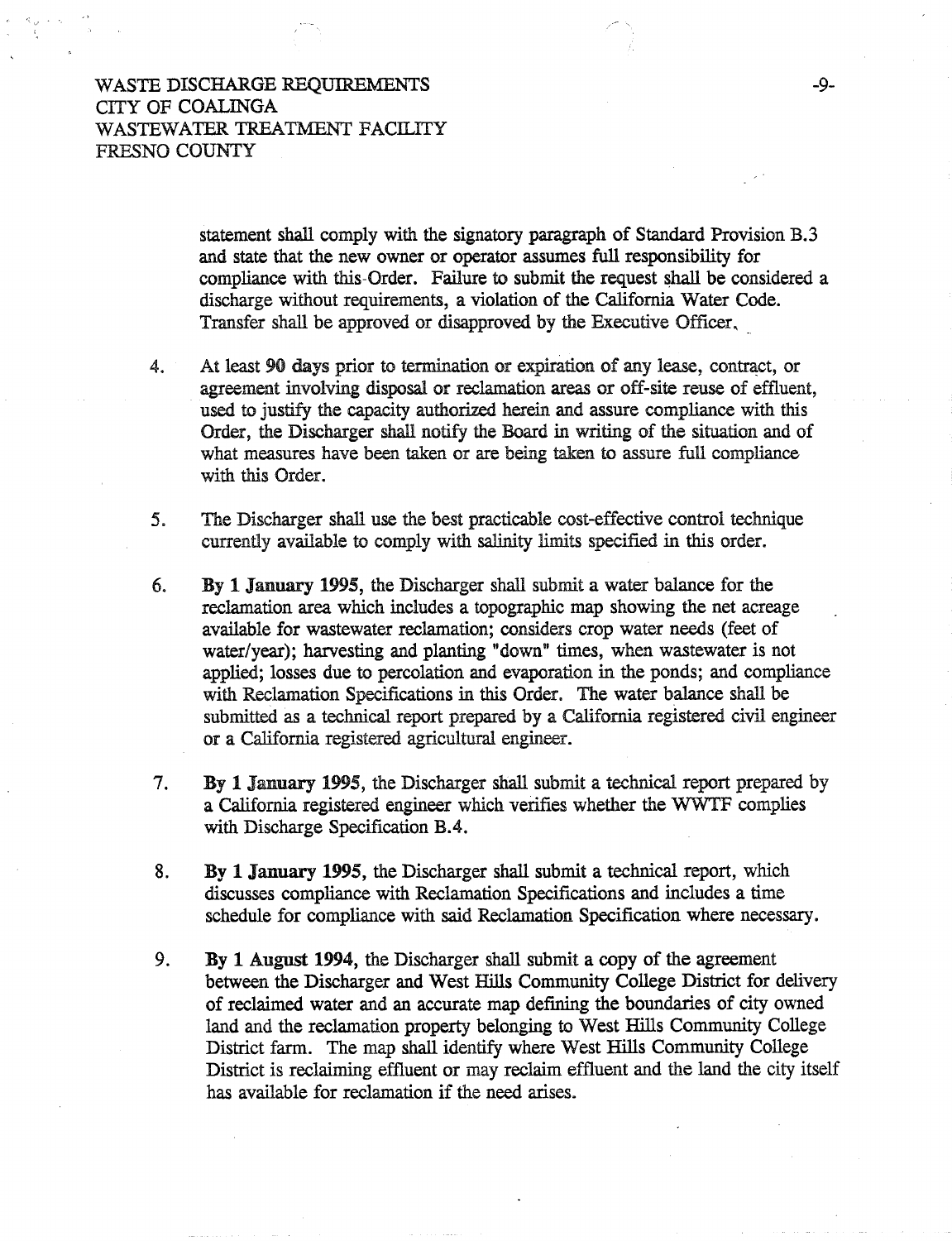statement shall comply with the signatory paragraph of Standard Provision B.3 and state that the new owner or operator assumes full responsibility for compliance with this Order. Failure to submit the request shall be considered a discharge without requirements, a violation of the California Water Code. Transfer shall be approved or disapproved by the Executive Officer.

4. At least **90 days** prior to termination or expiration of any lease, contract, or agreement involving disposal or reclamation areas or off-site reuse of effluent, used to justify the capacity authorized herein and assure compliance with this Order, the Discharger shall notify the Board in writing of the situation and of what measures have been taken or are being taken to assure full compliance with this Order.

5. The Discharger shall use the best practicable cost-effective control technique currently available to comply with salinity limits specified in this order.

6. **By 1 January 1995**, the Discharger shall submit a water balance for the reclamation area which includes a topographic map showing the net acreage available for wastewater reclamation; considers crop water needs (feet of water/year); harvesting and planting "down" times, when wastewater is not applied; losses due to percolation and evaporation in the ponds; and compliance with Reclamation Specifications in this Order. The water balance shall be submitted as a technical report prepared by a California registered civil engineer or a California registered agricultural engineer.

7. **By 1 January 1995**, the Discharger shall submit a technical report prepared by a California registered engineer which verifies whether the WWTF complies with Discharge Specification B.4.

8. **By 1 January 1995**, the Discharger shall submit a technical report, which discusses compliance with Reclamation Specifications and includes a time schedule for compliance with said Reclamation Specification where necessary.

9. **By 1 August 1994**, the Discharger shall submit a copy of the agreement between the Discharger and West Hills Community College District for delivery of reclaimed water and an accurate map defining the boundaries of city owned land and the reclamation property belonging to West Hills Community College District farm. The map shall identify where West Hills Community College District is reclaiming effluent or may reclaim effluent and the land the city itself has available for reclamation if the need arises.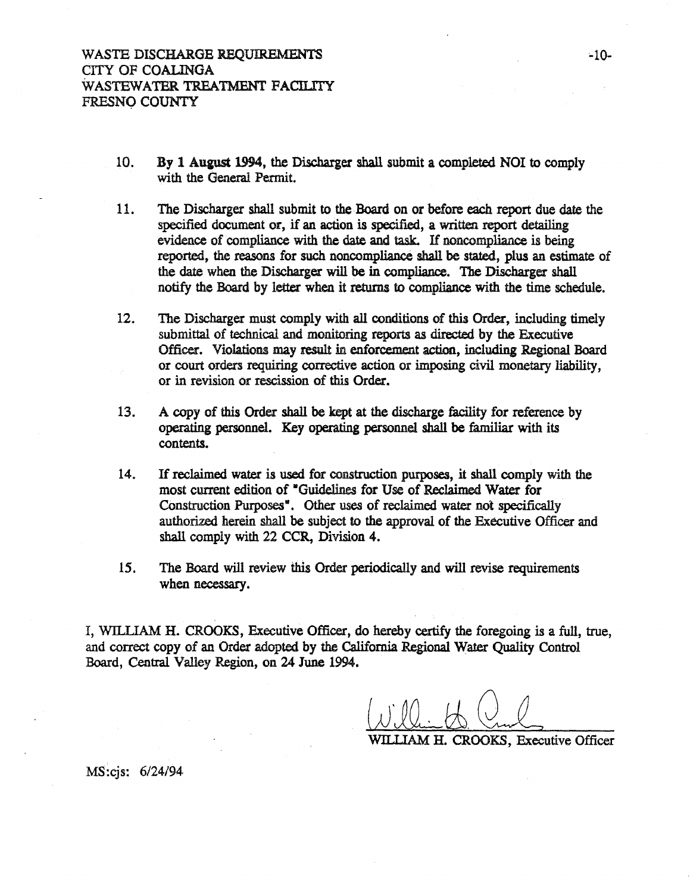10. **By 1 August 1994**, the Discharger shall submit a completed NOI to comply with the General Permit.

11. The Discharger shall submit to the Board on or before each report due date the specified document or, if an action is specified, a written report detailing evidence of compliance with the date and task. If noncompliance is being reported, the reasons for such noncompliance shall be stated, plus an estimate of the date when the Discharger will be in compliance. The Discharger shall notify the Board by letter when it returns to compliance with the time schedule.

12. The Discharger must comply with all conditions of this Order, including timely submittal of technical and monitoring reports as directed by the Executive Officer. Violations may result in enforcement action, including Regional Board or court orders requiring corrective action or imposing civil monetary liability, or in revision or rescission of this Order.

13. A copy of this Order shall be kept at the discharge facility for reference by operating personnel. Key operating personnel shall be familiar with its contents.

14. If reclaimed water is used for construction purposes, it shall comply with the most current edition of "Guidelines for Use of Reclaimed Water for Construction Purposes". Other uses of reclaimed water not specifically authorized herein shall be subject to the approval of the Executive Officer and shall comply with 22 CCR, Division 4.

15. The Board will review this Order periodically and will revise requirements when necessary.

I, WILLIAM H. CROOKS, Executive Officer, do hereby certify the foregoing is a full, true, and correct copy of an Order adopted by the California Regional Water Quality Control Board, Central Valley Region, on 24 June 1994.

WILLIAM H. CROOKS, Executive Officer

MS:cjs: 6/24/94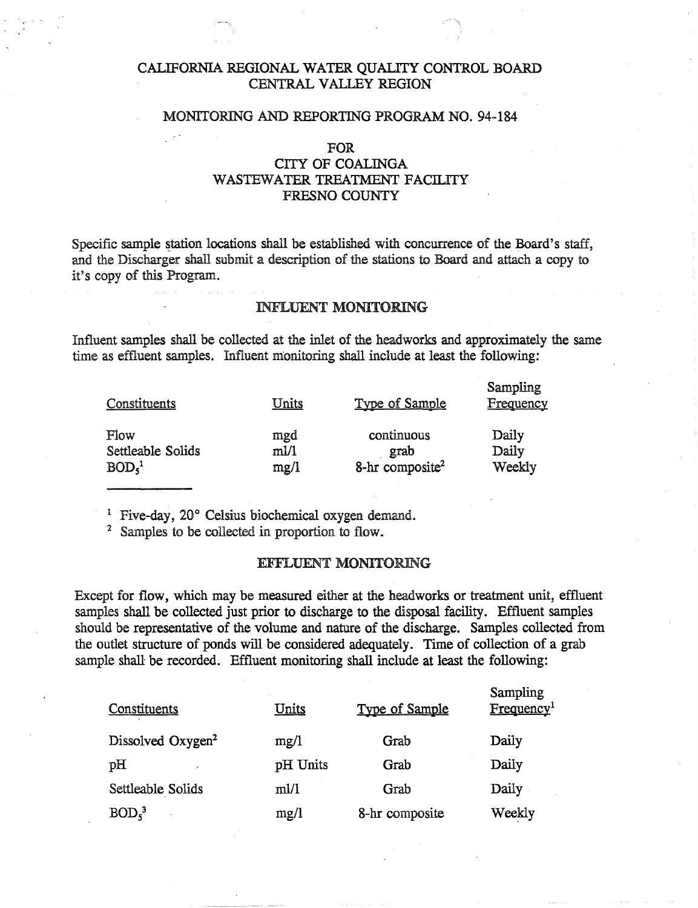# CALIFORNIA REGIONAL WATER QUALITY CONTROL BOARD
# CENTRAL VALLEY REGION

## MONITORING AND REPORTING PROGRAM NO. 94-184

## FOR
## CITY OF COALINGA
## WASTEWATER TREATMENT FACILITY
## FRESNO COUNTY

Specific sample station locations shall be established with concurrence of the Board's staff, and the Discharger shall submit a description of the stations to Board and attach a copy to it's copy of this Program.

### INFLUENT MONITORING

Influent samples shall be collected at the inlet of the headworks and approximately the same time as effluent samples. Influent monitoring shall include at least the following:

| Constituents | Units | Type of Sample | Sampling Frequency |
|---|---|---|---|
| Flow | mgd | continuous | Daily |
| Settleable Solids | ml/l | grab | Daily |
| $BOD_5$[1] | mg/l | 8-hr composite[2] | Weekly |

[1] Five-day, 20° Celsius biochemical oxygen demand.
[2] Samples to be collected in proportion to flow.

### EFFLUENT MONITORING

Except for flow, which may be measured either at the headworks or treatment unit, effluent samples shall be collected just prior to discharge to the disposal facility. Effluent samples should be representative of the volume and nature of the discharge. Samples collected from the outlet structure of ponds will be considered adequately. Time of collection of a grab sample shall be recorded. Effluent monitoring shall include at least the following:

| Constituents | Units | Type of Sample | Sampling Frequency[1] |
|---|---|---|---|
| Dissolved Oxygen[2] | mg/l | Grab | Daily |
| pH | pH Units | Grab | Daily |
| Settleable Solids | ml/l | Grab | Daily |
| $BOD_5$[3] | mg/l | 8-hr composite | Weekly |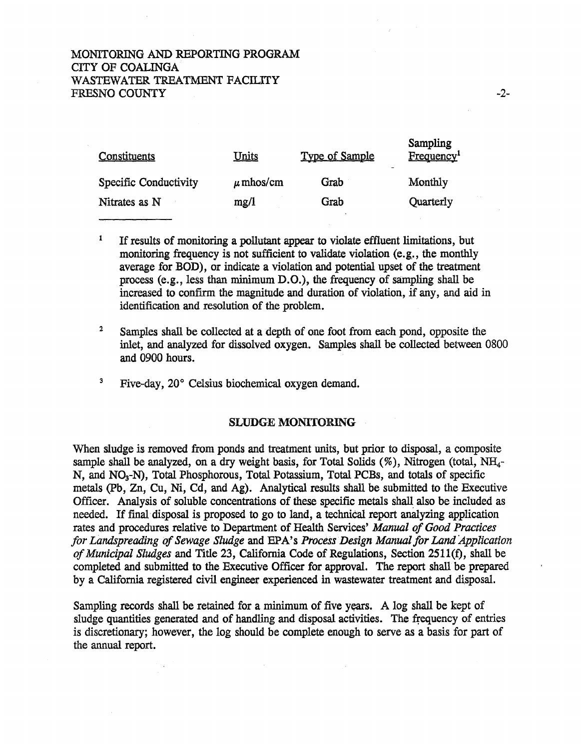| Constituents | Units | Type of Sample | Sampling Frequency[1] |
| --- | --- | --- | --- |
| Specific Conductivity | $\mu$mhos/cm | Grab | Monthly |
| Nitrates as N | mg/l | Grab | Quarterly |

[1] If results of monitoring a pollutant appear to violate effluent limitations, but monitoring frequency is not sufficient to validate violation (e.g., the monthly average for BOD), or indicate a violation and potential upset of the treatment process (e.g., less than minimum D.O.), the frequency of sampling shall be increased to confirm the magnitude and duration of violation, if any, and aid in identification and resolution of the problem.

[2] Samples shall be collected at a depth of one foot from each pond, opposite the inlet, and analyzed for dissolved oxygen. Samples shall be collected between 0800 and 0900 hours.

[3] Five-day, 20° Celsius biochemical oxygen demand.

## SLUDGE MONITORING

When sludge is removed from ponds and treatment units, but prior to disposal, a composite sample shall be analyzed, on a dry weight basis, for Total Solids (%), Nitrogen (total, $NH_4$-N, and $NO_3$-N), Total Phosphorous, Total Potassium, Total PCBs, and totals of specific metals (Pb, Zn, Cu, Ni, Cd, and Ag). Analytical results shall be submitted to the Executive Officer. Analysis of soluble concentrations of these specific metals shall also be included as needed. If final disposal is proposed to go to land, a technical report analyzing application rates and procedures relative to Department of Health Services' *Manual of Good Practices for Landspreading of Sewage Sludge* and EPA's *Process Design Manual for Land Application of Municipal Sludges* and Title 23, California Code of Regulations, Section 2511(f), shall be completed and submitted to the Executive Officer for approval. The report shall be prepared by a California registered civil engineer experienced in wastewater treatment and disposal.

Sampling records shall be retained for a minimum of five years. A log shall be kept of sludge quantities generated and of handling and disposal activities. The frequency of entries is discretionary; however, the log should be complete enough to serve as a basis for part of the annual report.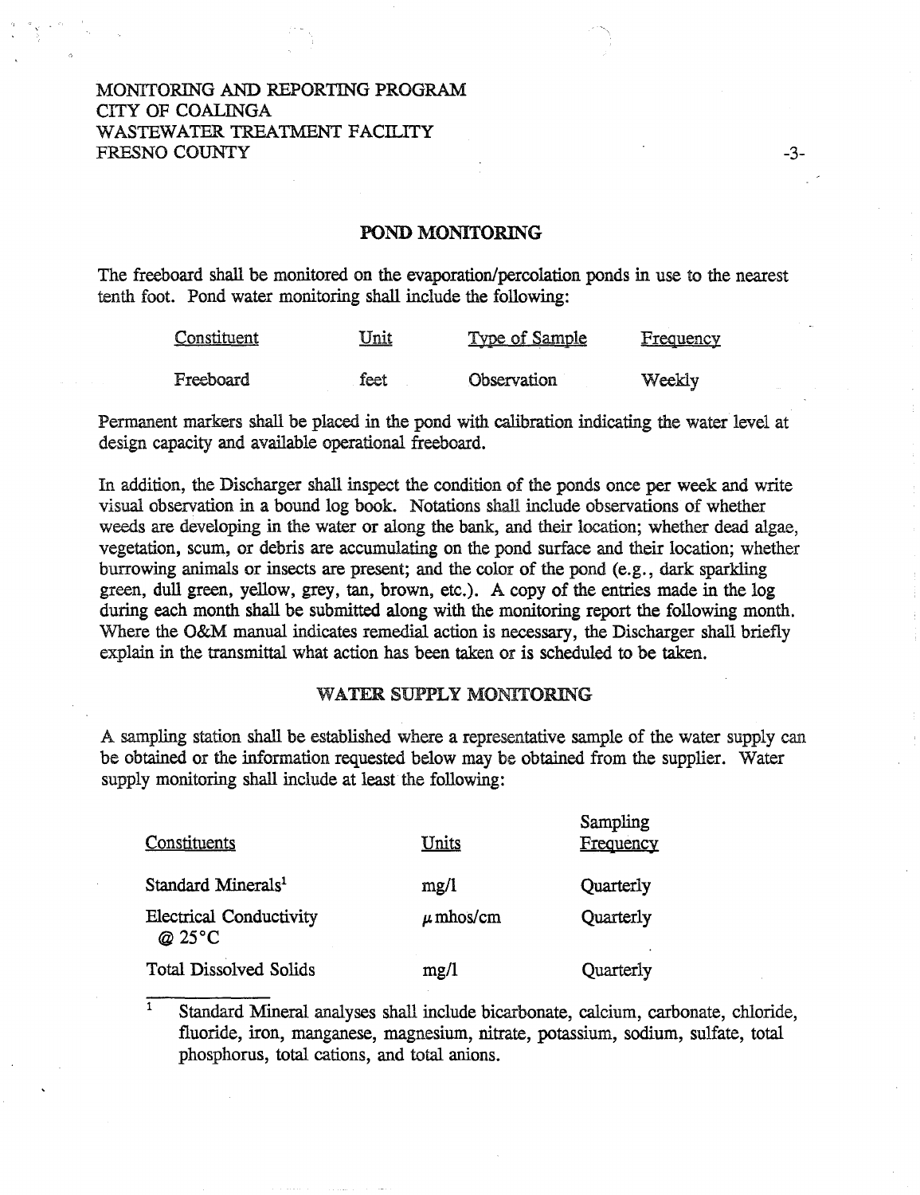MONITORING AND REPORTING PROGRAM
CITY OF COALINGA
WASTEWATER TREATMENT FACILITY
FRESNO COUNTY

## POND MONITORING

The freeboard shall be monitored on the evaporation/percolation ponds in use to the nearest tenth foot. Pond water monitoring shall include the following:

| Constituent | Unit | Type of Sample | Frequency |
|---|---|---|---|
| Freeboard | feet | Observation | Weekly |

Permanent markers shall be placed in the pond with calibration indicating the water level at design capacity and available operational freeboard.

In addition, the Discharger shall inspect the condition of the ponds once per week and write visual observation in a bound log book. Notations shall include observations of whether weeds are developing in the water or along the bank, and their location; whether dead algae, vegetation, scum, or debris are accumulating on the pond surface and their location; whether burrowing animals or insects are present; and the color of the pond (e.g., dark sparkling green, dull green, yellow, grey, tan, brown, etc.). A copy of the entries made in the log during each month shall be submitted along with the monitoring report the following month. Where the O&M manual indicates remedial action is necessary, the Discharger shall briefly explain in the transmittal what action has been taken or is scheduled to be taken.

## WATER SUPPLY MONITORING

A sampling station shall be established where a representative sample of the water supply can be obtained or the information requested below may be obtained from the supplier. Water supply monitoring shall include at least the following:

| Constituents | Units | Sampling Frequency |
|---|---|---|
| Standard Minerals[1] | mg/l | Quarterly |
| Electrical Conductivity @ 25°C | $\mu$mhos/cm | Quarterly |
| Total Dissolved Solids | mg/l | Quarterly |

[1] Standard Mineral analyses shall include bicarbonate, calcium, carbonate, chloride, fluoride, iron, manganese, magnesium, nitrate, potassium, sodium, sulfate, total phosphorus, total cations, and total anions.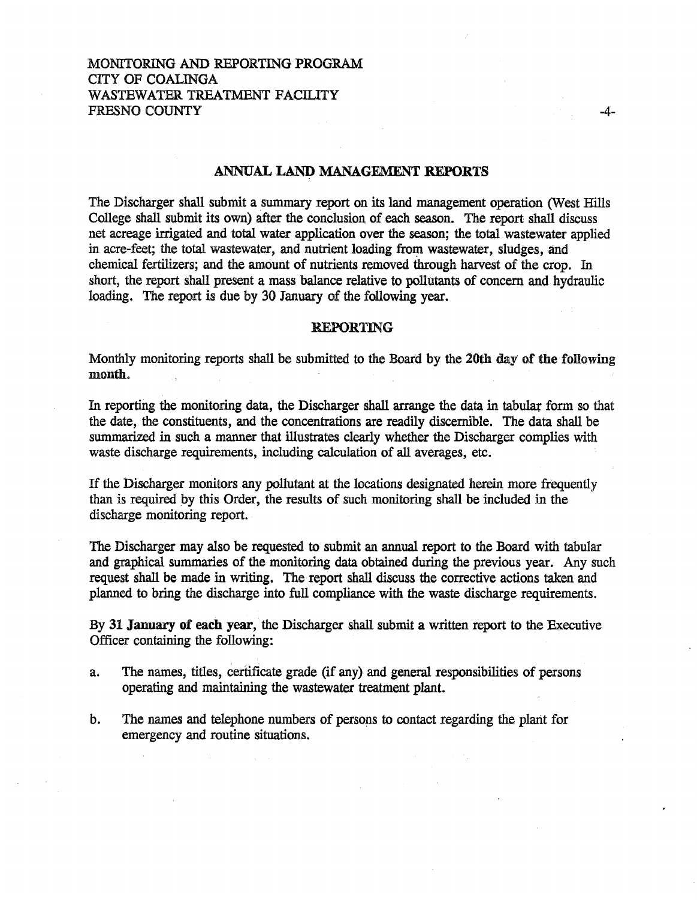## ANNUAL LAND MANAGEMENT REPORTS

The Discharger shall submit a summary report on its land management operation (West Hills College shall submit its own) after the conclusion of each season. The report shall discuss net acreage irrigated and total water application over the season; the total wastewater applied in acre-feet; the total wastewater, and nutrient loading from wastewater, sludges, and chemical fertilizers; and the amount of nutrients removed through harvest of the crop. In short, the report shall present a mass balance relative to pollutants of concern and hydraulic loading. The report is due by 30 January of the following year.

## REPORTING

Monthly monitoring reports shall be submitted to the Board by the **20th day of the following month.**

In reporting the monitoring data, the Discharger shall arrange the data in tabular form so that the date, the constituents, and the concentrations are readily discernible. The data shall be summarized in such a manner that illustrates clearly whether the Discharger complies with waste discharge requirements, including calculation of all averages, etc.

If the Discharger monitors any pollutant at the locations designated herein more frequently than is required by this Order, the results of such monitoring shall be included in the discharge monitoring report.

The Discharger may also be requested to submit an annual report to the Board with tabular and graphical summaries of the monitoring data obtained during the previous year. Any such request shall be made in writing. The report shall discuss the corrective actions taken and planned to bring the discharge into full compliance with the waste discharge requirements.

By **31 January of each year**, the Discharger shall submit a written report to the Executive Officer containing the following:

a. The names, titles, certificate grade (if any) and general responsibilities of persons operating and maintaining the wastewater treatment plant.

b. The names and telephone numbers of persons to contact regarding the plant for emergency and routine situations.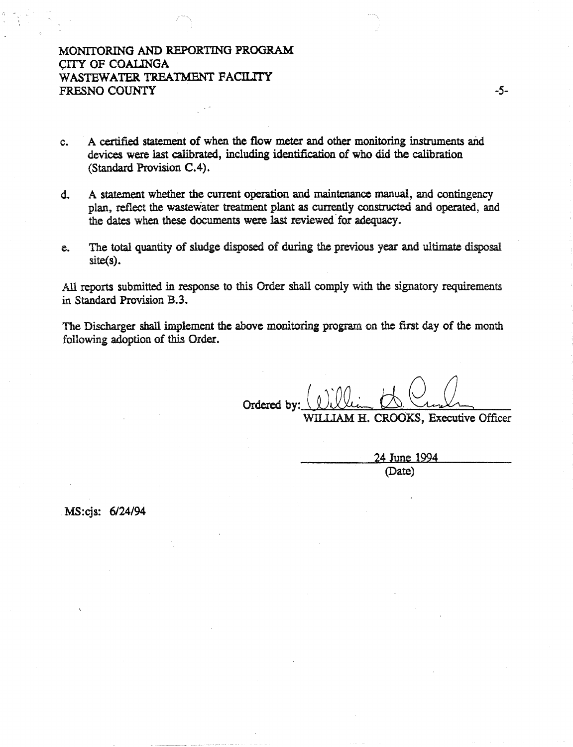c. A certified statement of when the flow meter and other monitoring instruments and devices were last calibrated, including identification of who did the calibration (Standard Provision C.4).

d. A statement whether the current operation and maintenance manual, and contingency plan, reflect the wastewater treatment plant as currently constructed and operated, and the dates when these documents were last reviewed for adequacy.

e. The total quantity of sludge disposed of during the previous year and ultimate disposal site(s).

All reports submitted in response to this Order shall comply with the signatory requirements in Standard Provision B.3.

The Discharger shall implement the above monitoring program on the first day of the month following adoption of this Order.

Ordered by: ______________________
WILLIAM H. CROOKS, Executive Officer

24 June 1994
(Date)

MS:cjs: 6/24/94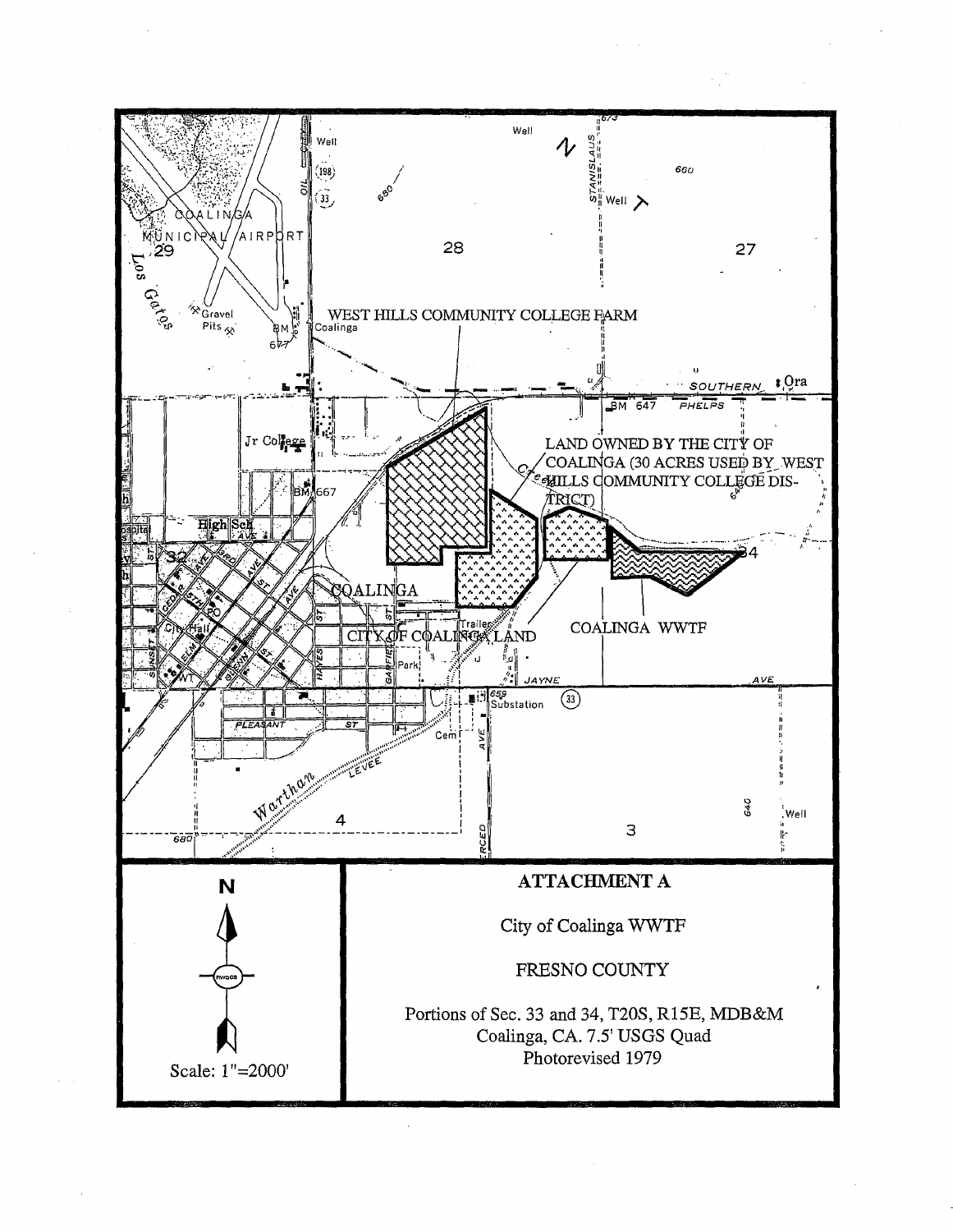# ATTACHMENT A

City of Coalinga WWTF

FRESNO COUNTY

Portions of Sec. 33 and 34, T20S, R15E, MDB&M
Coalinga, CA. 7.5' USGS Quad
Photorevised 1979

Scale: 1"=2000'

WEST HILLS COMMUNITY COLLEGE FARM

LAND OWNED BY THE CITY OF COALINGA (30 ACRES USED BY WEST HILLS COMMUNITY COLLEGE DISTRICT)

CITY OF COALINGA LAND

COALINGA WWTF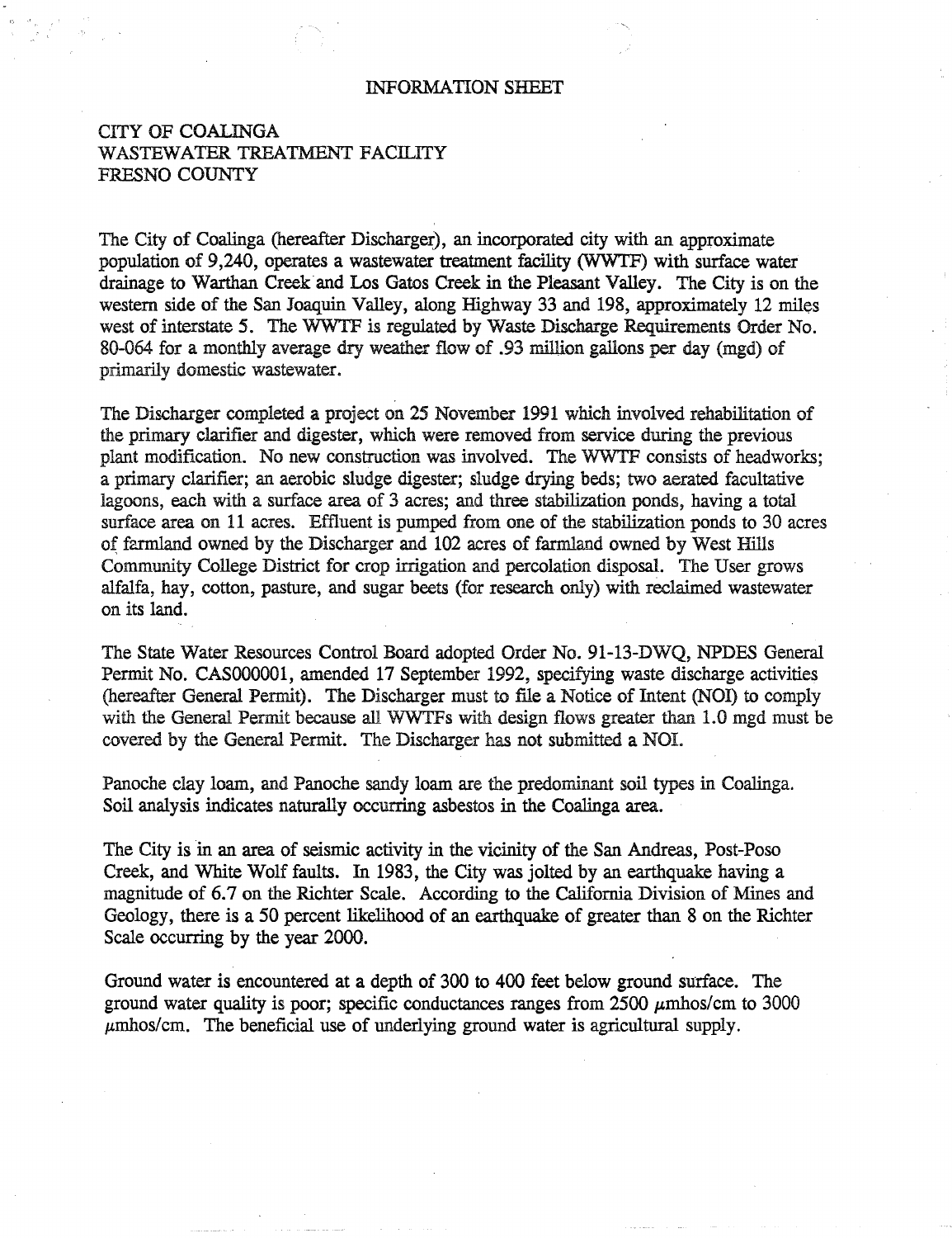# INFORMATION SHEET

CITY OF COALINGA
WASTEWATER TREATMENT FACILITY
FRESNO COUNTY

The City of Coalinga (hereafter Discharger), an incorporated city with an approximate population of 9,240, operates a wastewater treatment facility (WWTF) with surface water drainage to Warthan Creek and Los Gatos Creek in the Pleasant Valley. The City is on the western side of the San Joaquin Valley, along Highway 33 and 198, approximately 12 miles west of interstate 5. The WWTF is regulated by Waste Discharge Requirements Order No. 80-064 for a monthly average dry weather flow of .93 million gallons per day (mgd) of primarily domestic wastewater.

The Discharger completed a project on 25 November 1991 which involved rehabilitation of the primary clarifier and digester, which were removed from service during the previous plant modification. No new construction was involved. The WWTF consists of headworks; a primary clarifier; an aerobic sludge digester; sludge drying beds; two aerated facultative lagoons, each with a surface area of 3 acres; and three stabilization ponds, having a total surface area on 11 acres. Effluent is pumped from one of the stabilization ponds to 30 acres of farmland owned by the Discharger and 102 acres of farmland owned by West Hills Community College District for crop irrigation and percolation disposal. The User grows alfalfa, hay, cotton, pasture, and sugar beets (for research only) with reclaimed wastewater on its land.

The State Water Resources Control Board adopted Order No. 91-13-DWQ, NPDES General Permit No. CAS000001, amended 17 September 1992, specifying waste discharge activities (hereafter General Permit). The Discharger must to file a Notice of Intent (NOI) to comply with the General Permit because all WWTFs with design flows greater than 1.0 mgd must be covered by the General Permit. The Discharger has not submitted a NOI.

Panoche clay loam, and Panoche sandy loam are the predominant soil types in Coalinga. Soil analysis indicates naturally occurring asbestos in the Coalinga area.

The City is in an area of seismic activity in the vicinity of the San Andreas, Post-Poso Creek, and White Wolf faults. In 1983, the City was jolted by an earthquake having a magnitude of 6.7 on the Richter Scale. According to the California Division of Mines and Geology, there is a 50 percent likelihood of an earthquake of greater than 8 on the Richter Scale occurring by the year 2000.

Ground water is encountered at a depth of 300 to 400 feet below ground surface. The ground water quality is poor; specific conductances ranges from 2500 $\mu$mhos/cm to 3000 $\mu$mhos/cm. The beneficial use of underlying ground water is agricultural supply.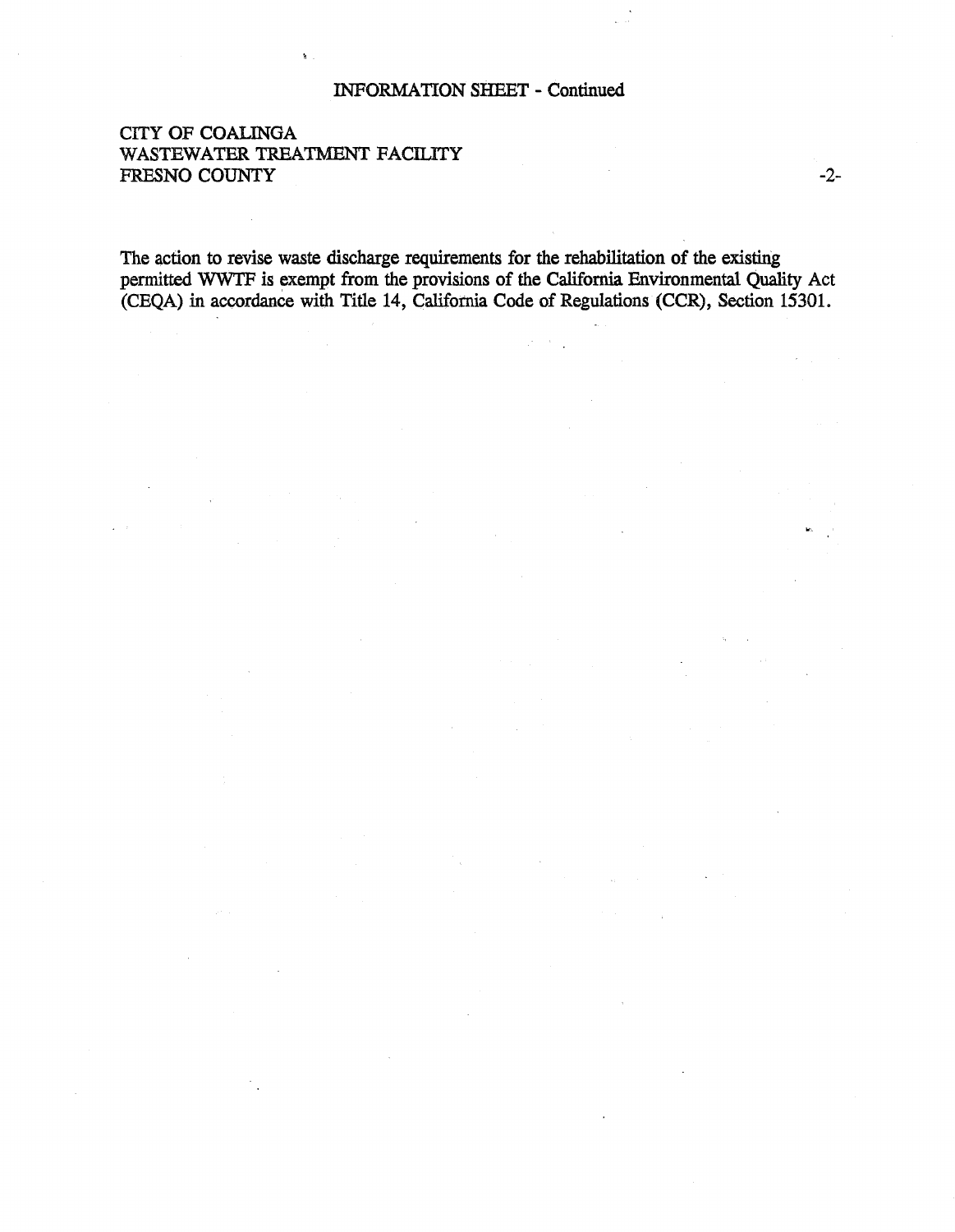INFORMATION SHEET - Continued

CITY OF COALINGA
WASTEWATER TREATMENT FACILITY
FRESNO COUNTY

The action to revise waste discharge requirements for the rehabilitation of the existing permitted WWTF is exempt from the provisions of the California Environmental Quality Act (CEQA) in accordance with Title 14, California Code of Regulations (CCR), Section 15301.